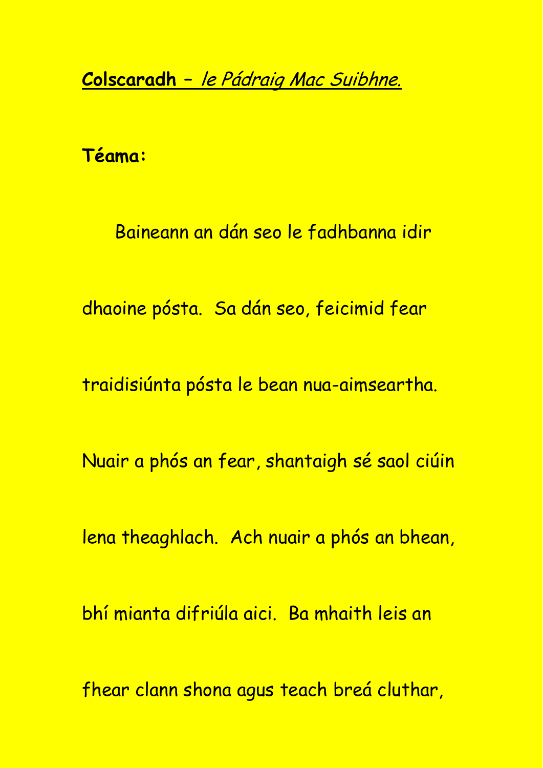**Colscaradh** – *le Pádraig Mac Suibhne.*

**Téama:**

Baineann an dán seo le fadhbanna idir dhaoine pósta. Sa dán seo, feicimid fear traidisiúnta pósta le bean nua-aimseartha. Nuair a phós an fear, shantaigh sé saol ciúin lena theaghlach. Ach nuair a phós an bhean, bhí mianta difriúla aici. Ba mhaith leis an fhear clann shona agus teach breá cluthar,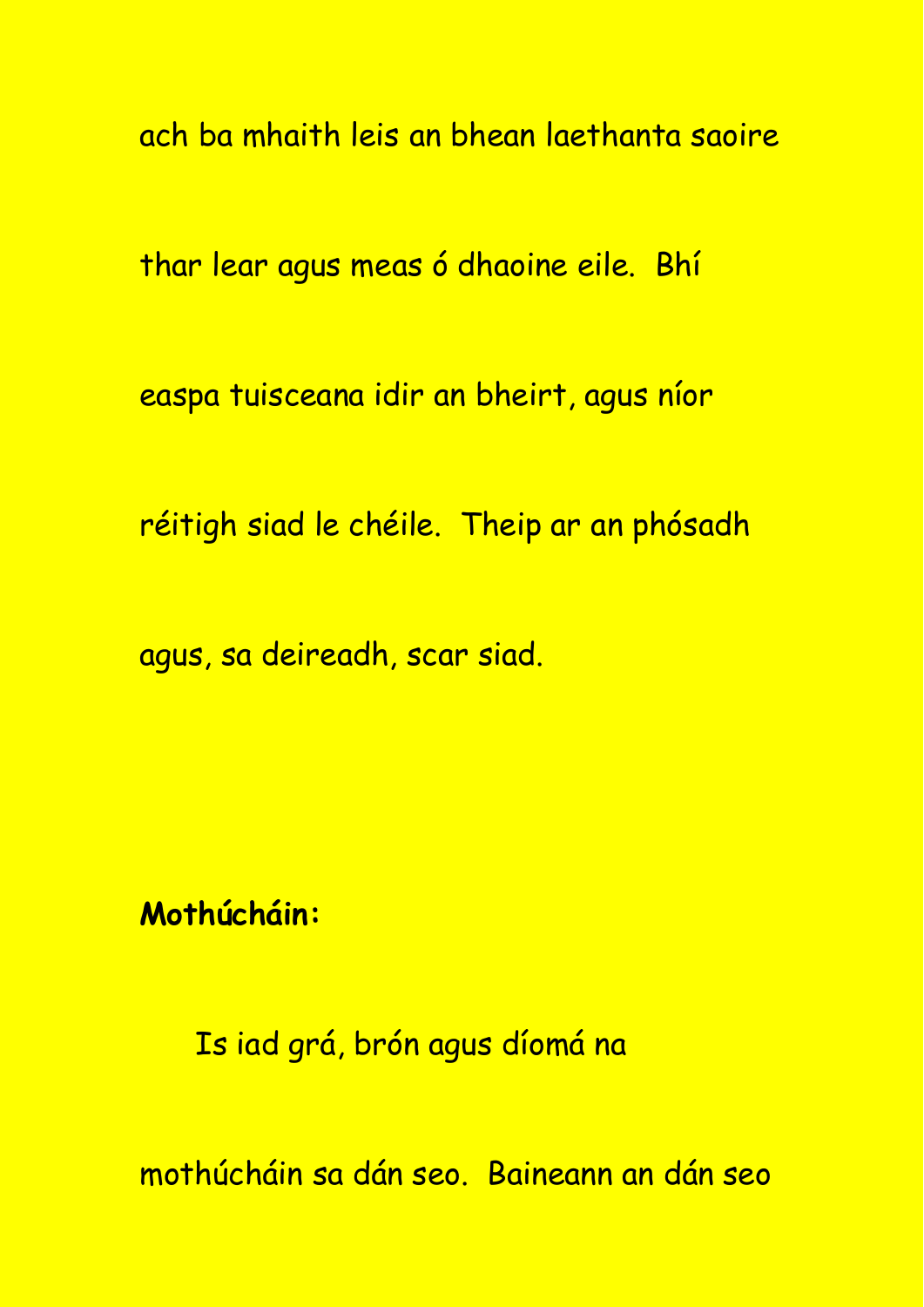ach ba mhaith leis an bhean laethanta saoire thar lear agus meas ó dhaoine eile. Bhí easpa tuisceana idir an bheirt, agus níor réitigh siad le chéile. Theip ar an phósadh agus, sa deireadh, scar siad.

**Mothúcháin:**

Is iad grá, brón agus díomá na mothúcháin sa dán seo. Baineann an dán seo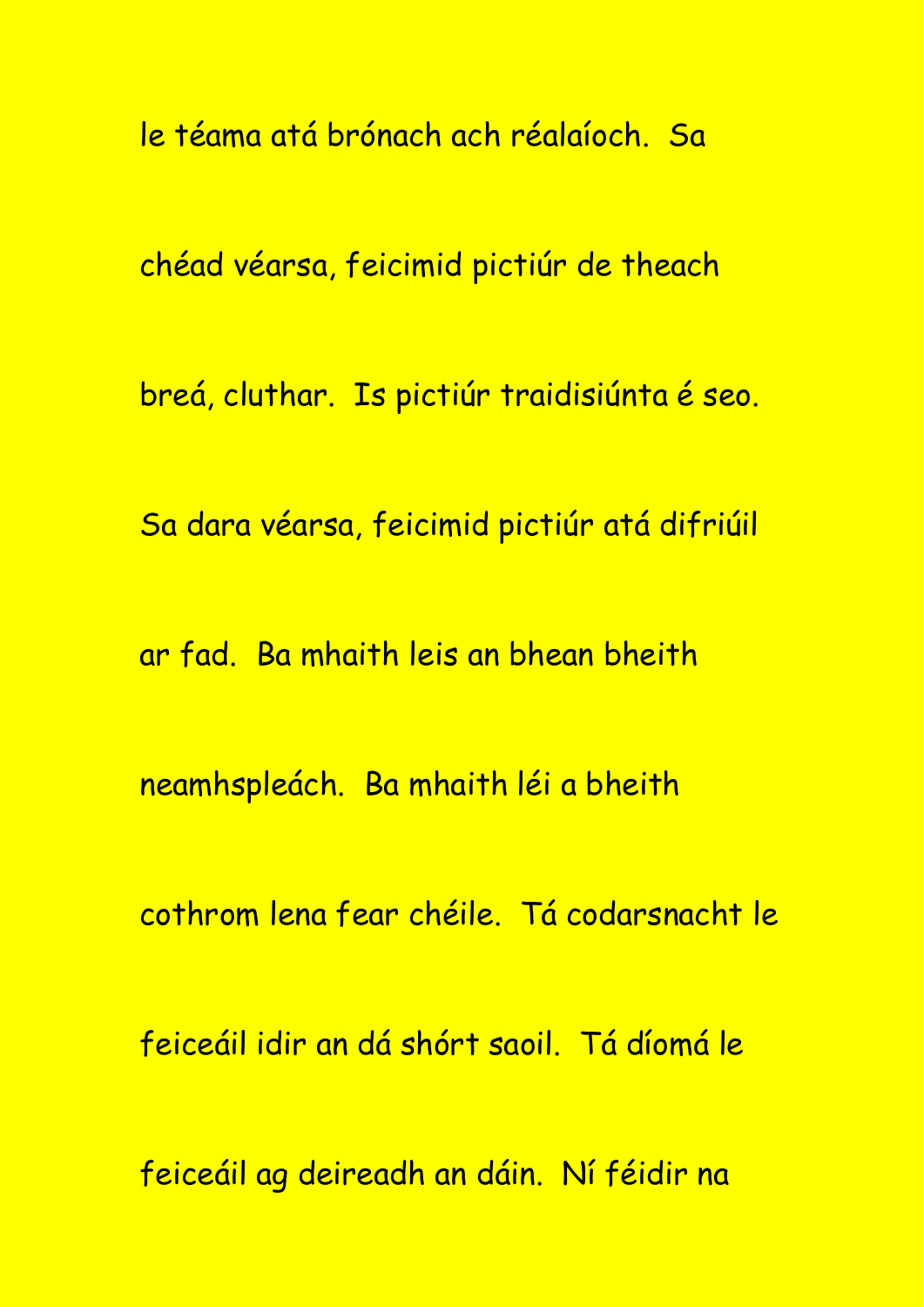le téama atá brónach ach réalaíoch. Sa chéad véarsa, feicimid pictiúr de theach breá, cluthar. Is pictiúr traidisiúnta é seo. Sa dara véarsa, feicimid pictiúr atá difriúil ar fad. Ba mhaith leis an bhean bheith neamhspleách. Ba mhaith léi a bheith cothrom lena fear chéile. Tá codarsnacht le feiceáil idir an dá shórt saoil. Tá díomá le feiceáil ag deireadh an dáin. Ní féidir na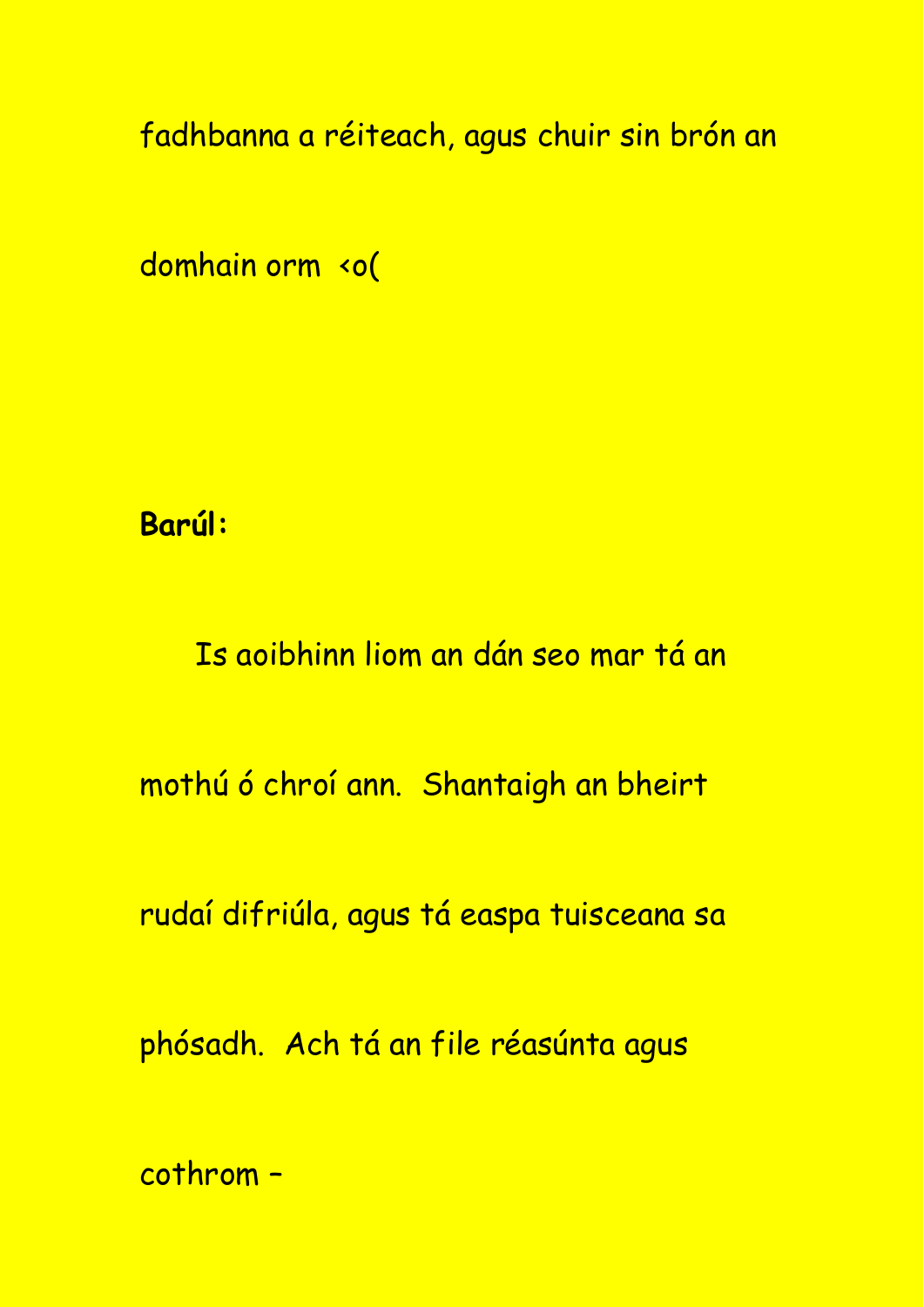fadhbanna a réiteach, agus chuir sin brón an domhain orm <o(

**Barúl:**

Is aoibhinn liom an dán seo mar tá an mothú ó chroí ann. Shantaigh an bheirt rudaí difriúla, agus tá easpa tuisceana sa phósadh. Ach tá an file réasúnta agus cothrom –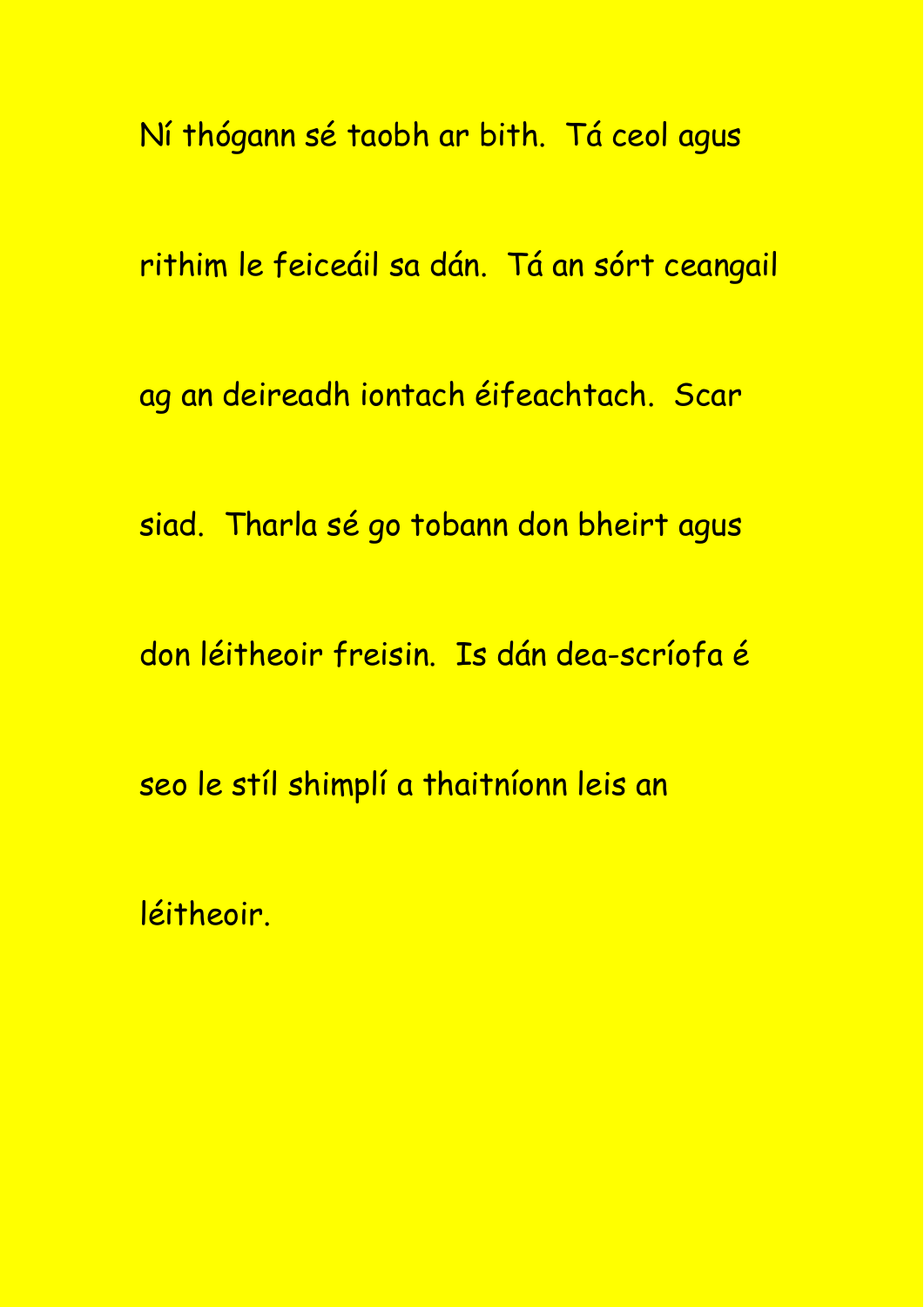Ní thógann sé taobh ar bith.  Tá ceol agus rithim le feiceáil sa dán.  Tá an sórt ceangail ag an deireadh iontach éifeachtach.  Scar siad.  Tharla sé go tobann don bheirt agus don léitheoir freisin.  Is dán dea-scríofa é seo le stíl shimplí a thaitníonn leis an léitheoir.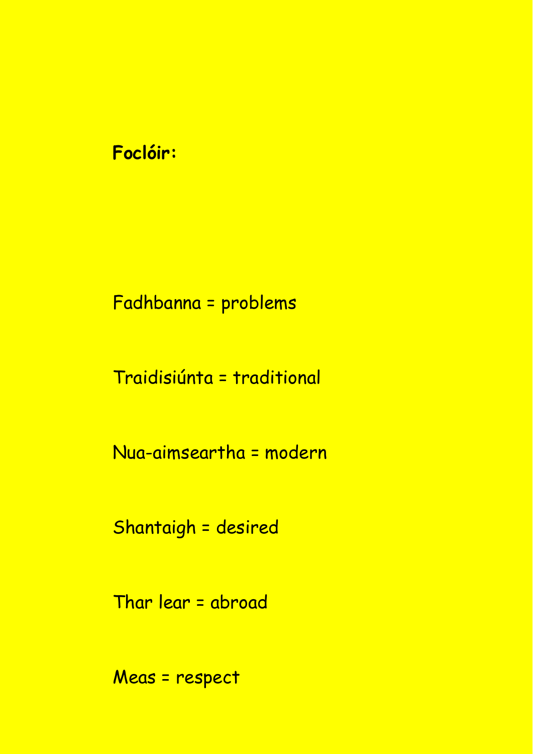**Foclóir:**

Fadhbanna = problems

Traidisiúnta = traditional

Nua-aimseartha = modern

Shantaigh = desired

Thar lear = abroad

Meas = respect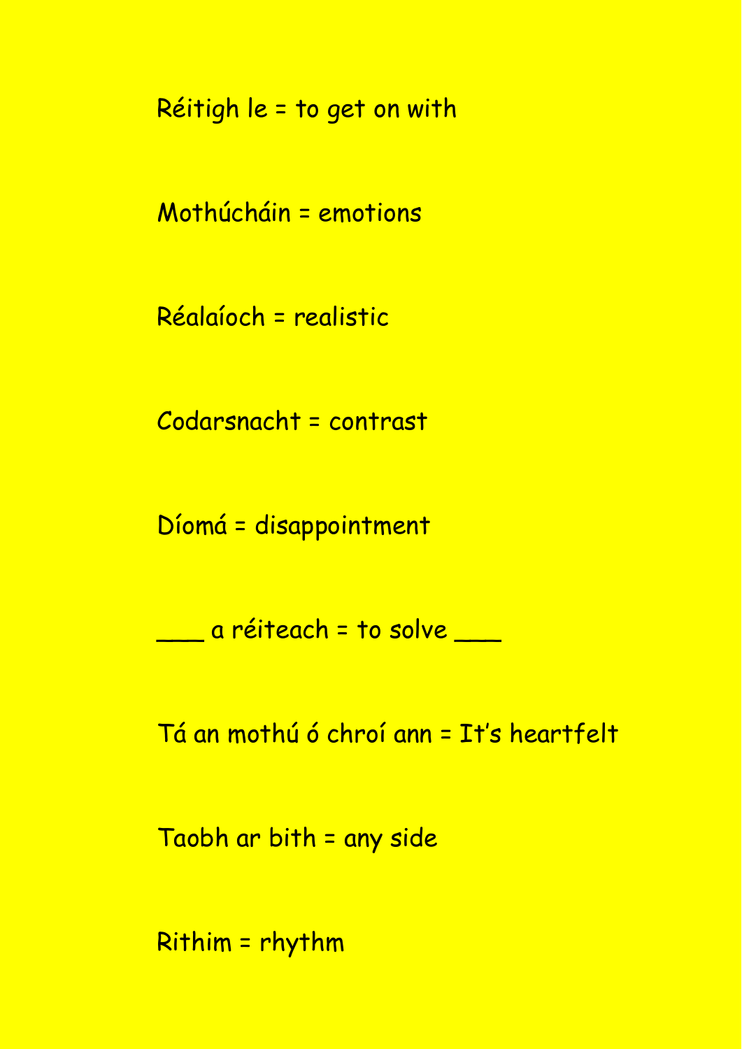Réitigh le = to get on with

Mothúcháin = emotions

Réalaíoch = realistic

Codarsnacht = contrast

Díomá = disappointment

___ a réiteach = to solve ___

Tá an mothú ó chroí ann = It's heartfelt

Taobh ar bith = any side

Rithim = rhythm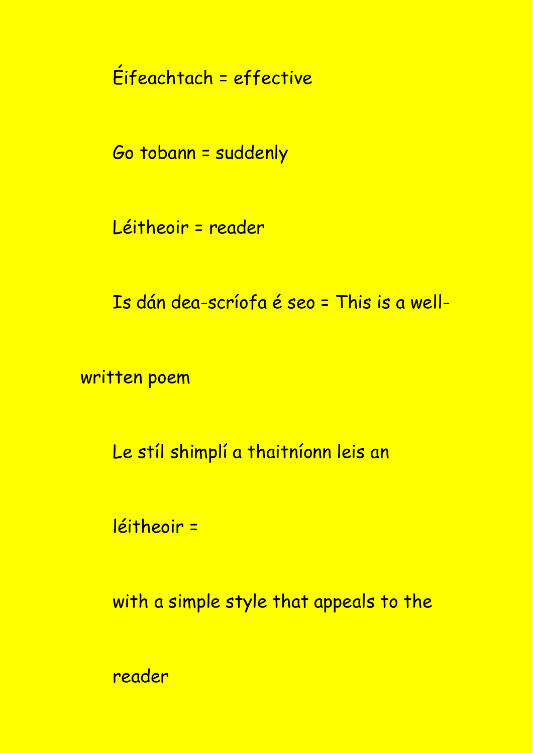Éifeachtach = effective

Go tobann = suddenly

Léitheoir = reader

Is dán dea-scríofa é seo = This is a well-written poem

Le stíl shimplí a thaitníonn leis an léitheoir = with a simple style that appeals to the reader